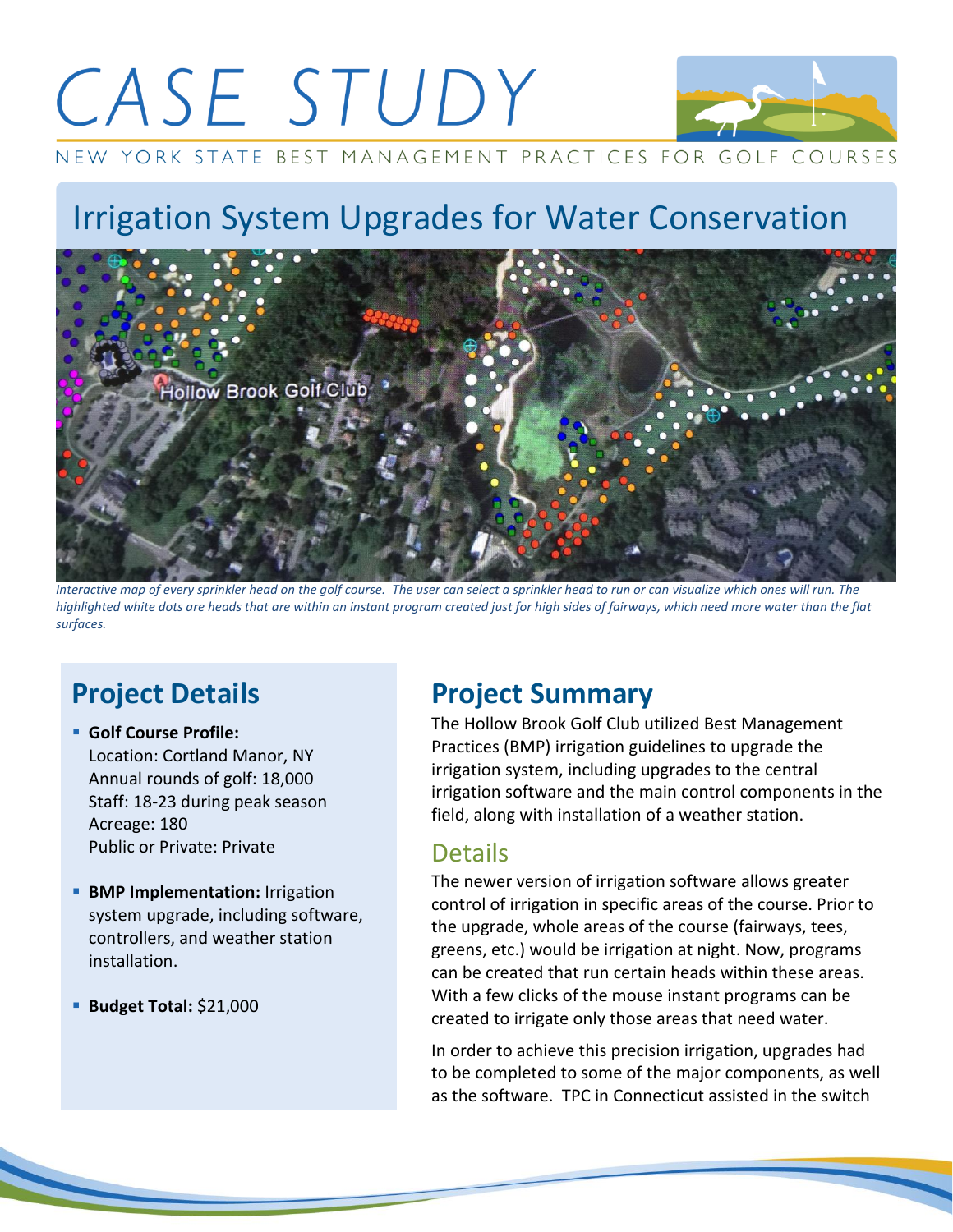# CASE STUDY

NEW YORK STATE BEST MANAGEMENT PRACTICES FOR GOLF COURSES

## Irrigation System Upgrades for Water Conservation

*Interactive map of every sprinkler head on the golf course. The user can select a sprinkler head to run or can visualize which ones will run. The highlighted white dots are heads that are within an instant program created just for high sides of fairways, which need more water than the flat surfaces.*

## Project Details

- **Golf Course Profile:**
  Location: Cortland Manor, NY
  Annual rounds of golf: 18,000
  Staff: 18-23 during peak season
  Acreage: 180
  Public or Private: Private
- **BMP Implementation:** Irrigation system upgrade, including software, controllers, and weather station installation.
- **Budget Total:** $21,000

## Project Summary

The Hollow Brook Golf Club utilized Best Management Practices (BMP) irrigation guidelines to upgrade the irrigation system, including upgrades to the central irrigation software and the main control components in the field, along with installation of a weather station.

### Details

The newer version of irrigation software allows greater control of irrigation in specific areas of the course. Prior to the upgrade, whole areas of the course (fairways, tees, greens, etc.) would be irrigation at night. Now, programs can be created that run certain heads within these areas. With a few clicks of the mouse instant programs can be created to irrigate only those areas that need water.

In order to achieve this precision irrigation, upgrades had to be completed to some of the major components, as well as the software. TPC in Connecticut assisted in the switch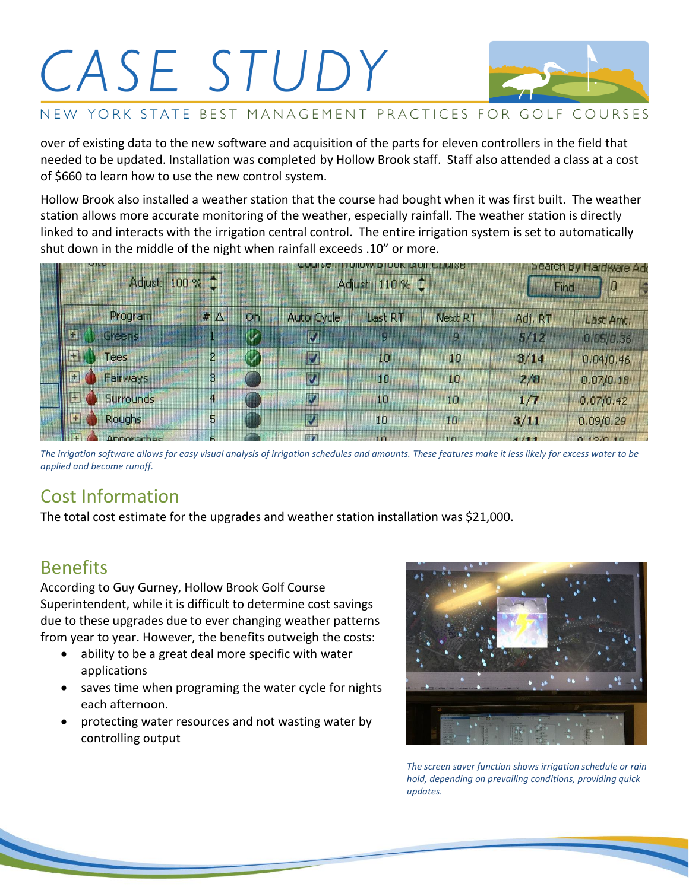over of existing data to the new software and acquisition of the parts for eleven controllers in the field that needed to be updated. Installation was completed by Hollow Brook staff. Staff also attended a class at a cost of $660 to learn how to use the new control system.

Hollow Brook also installed a weather station that the course had bought when it was first built. The weather station allows more accurate monitoring of the weather, especially rainfall. The weather station is directly linked to and interacts with the irrigation central control. The entire irrigation system is set to automatically shut down in the middle of the night when rainfall exceeds .10" or more.

*The irrigation software allows for easy visual analysis of irrigation schedules and amounts. These features make it less likely for excess water to be applied and become runoff.*

## Cost Information

The total cost estimate for the upgrades and weather station installation was $21,000.

## Benefits

According to Guy Gurney, Hollow Brook Golf Course Superintendent, while it is difficult to determine cost savings due to these upgrades due to ever changing weather patterns from year to year. However, the benefits outweigh the costs:

- ability to be a great deal more specific with water applications
- saves time when programing the water cycle for nights each afternoon.
- protecting water resources and not wasting water by controlling output

*The screen saver function shows irrigation schedule or rain hold, depending on prevailing conditions, providing quick updates.*